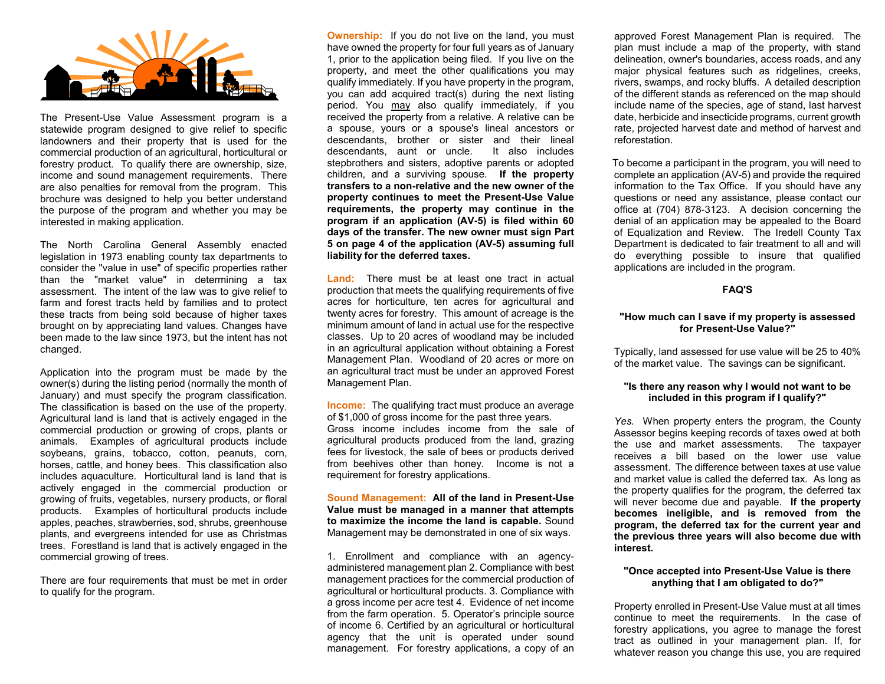The Present-Use Value Assessment program is a statewide program designed to give relief to specific landowners and their property that is used for the commercial production of an agricultural, horticultural or forestry product. To qualify there are ownership, size, income and sound management requirements. There are also penalties for removal from the program. This brochure was designed to help you better understand the purpose of the program and whether you may be interested in making application.

The North Carolina General Assembly enacted legislation in 1973 enabling county tax departments to consider the "value in use" of specific properties rather than the "market value" in determining a tax assessment. The intent of the law was to give relief to farm and forest tracts held by families and to protect these tracts from being sold because of higher taxes brought on by appreciating land values. Changes have been made to the law since 1973, but the intent has not changed.

Application into the program must be made by the owner(s) during the listing period (normally the month of January) and must specify the program classification. The classification is based on the use of the property. Agricultural land is land that is actively engaged in the commercial production or growing of crops, plants or animals. Examples of agricultural products include soybeans, grains, tobacco, cotton, peanuts, corn, horses, cattle, and honey bees. This classification also includes aquaculture. Horticultural land is land that is actively engaged in the commercial production or growing of fruits, vegetables, nursery products, or floral products. Examples of horticultural products include apples, peaches, strawberries, sod, shrubs, greenhouse plants, and evergreens intended for use as Christmas trees. Forestland is land that is actively engaged in the commercial growing of trees.

There are four requirements that must be met in order to qualify for the program.

**Ownership:** If you do not live on the land, you must have owned the property for four full years as of January 1, prior to the application being filed. If you live on the property, and meet the other qualifications you may qualify immediately. If you have property in the program, you can add acquired tract(s) during the next listing period. You may also qualify immediately, if you received the property from a relative. A relative can be a spouse, yours or a spouse's lineal ancestors or descendants, brother or sister and their lineal descendants, aunt or uncle. It also includes stepbrothers and sisters, adoptive parents or adopted children, and a surviving spouse. **If the property transfers to a non-relative and the new owner of the property continues to meet the Present-Use Value requirements, the property may continue in the program if an application (AV-5) is filed within 60 days of the transfer. The new owner must sign Part 5 on page 4 of the application (AV-5) assuming full liability for the deferred taxes.**

**Land:** There must be at least one tract in actual production that meets the qualifying requirements of five acres for horticulture, ten acres for agricultural and twenty acres for forestry. This amount of acreage is the minimum amount of land in actual use for the respective classes. Up to 20 acres of woodland may be included in an agricultural application without obtaining a Forest Management Plan. Woodland of 20 acres or more on an agricultural tract must be under an approved Forest Management Plan.

**Income:** The qualifying tract must produce an average of $1,000 of gross income for the past three years. Gross income includes income from the sale of agricultural products produced from the land, grazing fees for livestock, the sale of bees or products derived from beehives other than honey. Income is not a requirement for forestry applications.

**Sound Management:** **All of the land in Present-Use Value must be managed in a manner that attempts to maximize the income the land is capable.** Sound Management may be demonstrated in one of six ways.

1. Enrollment and compliance with an agency-administered management plan 2. Compliance with best management practices for the commercial production of agricultural or horticultural products. 3. Compliance with a gross income per acre test 4. Evidence of net income from the farm operation. 5. Operator's principle source of income 6. Certified by an agricultural or horticultural agency that the unit is operated under sound management. For forestry applications, a copy of an approved Forest Management Plan is required. The plan must include a map of the property, with stand delineation, owner's boundaries, access roads, and any major physical features such as ridgelines, creeks, rivers, swamps, and rocky bluffs. A detailed description of the different stands as referenced on the map should include name of the species, age of stand, last harvest date, herbicide and insecticide programs, current growth rate, projected harvest date and method of harvest and reforestation.

To become a participant in the program, you will need to complete an application (AV-5) and provide the required information to the Tax Office. If you should have any questions or need any assistance, please contact our office at (704) 878-3123. A decision concerning the denial of an application may be appealed to the Board of Equalization and Review. The Iredell County Tax Department is dedicated to fair treatment to all and will do everything possible to insure that qualified applications are included in the program.

## FAQ'S

### "How much can I save if my property is assessed for Present-Use Value?"

Typically, land assessed for use value will be 25 to 40% of the market value. The savings can be significant.

### "Is there any reason why I would not want to be included in this program if I qualify?"

*Yes.* When property enters the program, the County Assessor begins keeping records of taxes owed at both the use and market assessments. The taxpayer receives a bill based on the lower use value assessment. The difference between taxes at use value and market value is called the deferred tax. As long as the property qualifies for the program, the deferred tax will never become due and payable. **If the property becomes ineligible, and is removed from the program, the deferred tax for the current year and the previous three years will also become due with interest.**

### "Once accepted into Present-Use Value is there anything that I am obligated to do?"

Property enrolled in Present-Use Value must at all times continue to meet the requirements. In the case of forestry applications, you agree to manage the forest tract as outlined in your management plan. If, for whatever reason you change this use, you are required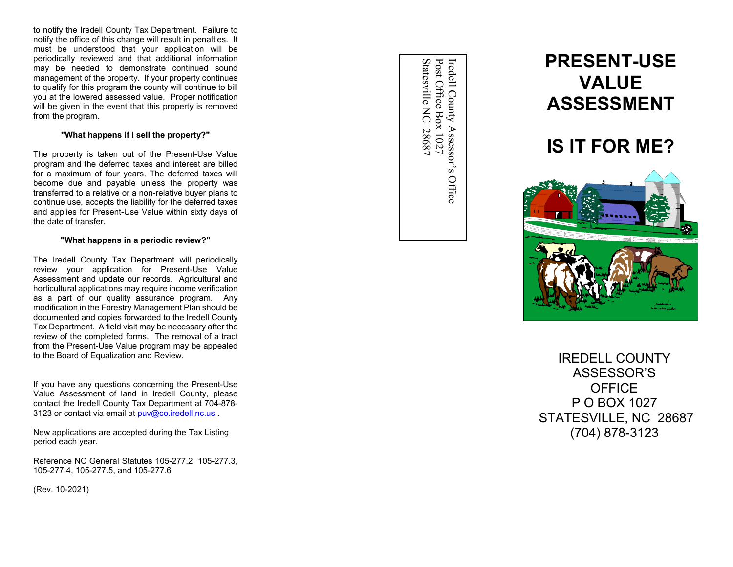to notify the Iredell County Tax Department. Failure to notify the office of this change will result in penalties. It must be understood that your application will be periodically reviewed and that additional information may be needed to demonstrate continued sound management of the property. If your property continues to qualify for this program the county will continue to bill you at the lowered assessed value. Proper notification will be given in the event that this property is removed from the program.

**"What happens if I sell the property?"**

The property is taken out of the Present-Use Value program and the deferred taxes and interest are billed for a maximum of four years. The deferred taxes will become due and payable unless the property was transferred to a relative or a non-relative buyer plans to continue use, accepts the liability for the deferred taxes and applies for Present-Use Value within sixty days of the date of transfer.

**"What happens in a periodic review?"**

The Iredell County Tax Department will periodically review your application for Present-Use Value Assessment and update our records. Agricultural and horticultural applications may require income verification as a part of our quality assurance program. Any modification in the Forestry Management Plan should be documented and copies forwarded to the Iredell County Tax Department. A field visit may be necessary after the review of the completed forms. The removal of a tract from the Present-Use Value program may be appealed to the Board of Equalization and Review.

If you have any questions concerning the Present-Use Value Assessment of land in Iredell County, please contact the Iredell County Tax Department at 704-878-3123 or contact via email at puv@co.iredell.nc.us .

New applications are accepted during the Tax Listing period each year.

Reference NC General Statutes 105-277.2, 105-277.3, 105-277.4, 105-277.5, and 105-277.6

(Rev. 10-2021)

Iredell County Assessor's Office
Post Office Box 1027
Statesville NC 28687

# PRESENT-USE VALUE ASSESSMENT

# IS IT FOR ME?

IREDELL COUNTY ASSESSOR'S OFFICE
P O BOX 1027
STATESVILLE, NC 28687
(704) 878-3123